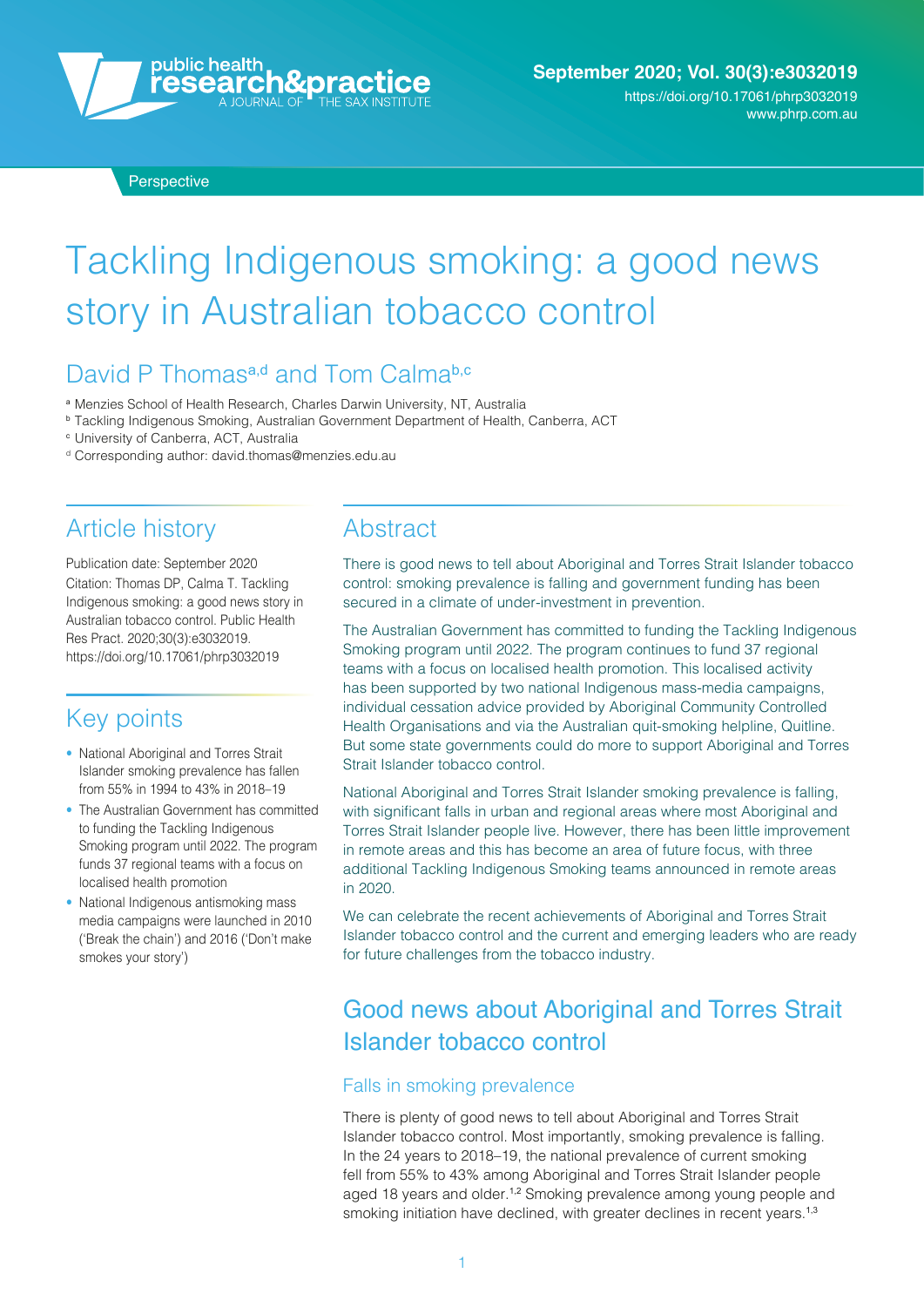Perspective

# Tackling Indigenous smoking: a good news story in Australian tobacco control

David P Thomas[a,d] and Tom Calma[b,c]

[a] Menzies School of Health Research, Charles Darwin University, NT, Australia
[b] Tackling Indigenous Smoking, Australian Government Department of Health, Canberra, ACT
[c] University of Canberra, ACT, Australia
[d] Corresponding author: david.thomas@menzies.edu.au

## Article history

Publication date: September 2020
Citation: Thomas DP, Calma T. Tackling Indigenous smoking: a good news story in Australian tobacco control. Public Health Res Pract. 2020;30(3):e3032019. https://doi.org/10.17061/phrp3032019

## Key points

- National Aboriginal and Torres Strait Islander smoking prevalence has fallen from 55% in 1994 to 43% in 2018–19
- The Australian Government has committed to funding the Tackling Indigenous Smoking program until 2022. The program funds 37 regional teams with a focus on localised health promotion
- National Indigenous antismoking mass media campaigns were launched in 2010 ('Break the chain') and 2016 ('Don't make smokes your story')

## Abstract

There is good news to tell about Aboriginal and Torres Strait Islander tobacco control: smoking prevalence is falling and government funding has been secured in a climate of under-investment in prevention.

The Australian Government has committed to funding the Tackling Indigenous Smoking program until 2022. The program continues to fund 37 regional teams with a focus on localised health promotion. This localised activity has been supported by two national Indigenous mass-media campaigns, individual cessation advice provided by Aboriginal Community Controlled Health Organisations and via the Australian quit-smoking helpline, Quitline. But some state governments could do more to support Aboriginal and Torres Strait Islander tobacco control.

National Aboriginal and Torres Strait Islander smoking prevalence is falling, with significant falls in urban and regional areas where most Aboriginal and Torres Strait Islander people live. However, there has been little improvement in remote areas and this has become an area of future focus, with three additional Tackling Indigenous Smoking teams announced in remote areas in 2020.

We can celebrate the recent achievements of Aboriginal and Torres Strait Islander tobacco control and the current and emerging leaders who are ready for future challenges from the tobacco industry.

## Good news about Aboriginal and Torres Strait Islander tobacco control

### Falls in smoking prevalence

There is plenty of good news to tell about Aboriginal and Torres Strait Islander tobacco control. Most importantly, smoking prevalence is falling. In the 24 years to 2018–19, the national prevalence of current smoking fell from 55% to 43% among Aboriginal and Torres Strait Islander people aged 18 years and older.[1,2] Smoking prevalence among young people and smoking initiation have declined, with greater declines in recent years.[1,3]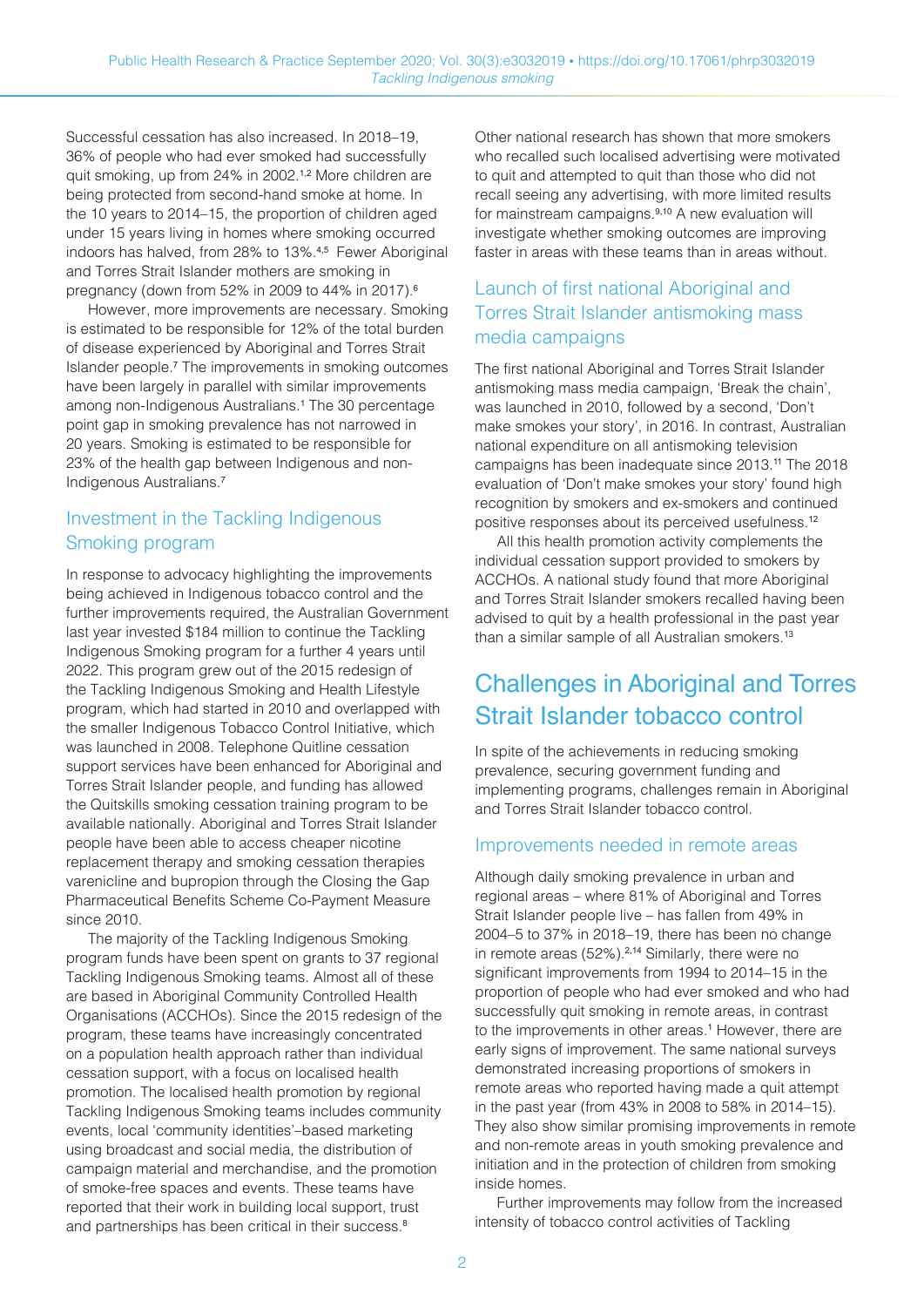Successful cessation has also increased. In 2018–19, 36% of people who had ever smoked had successfully quit smoking, up from 24% in 2002.[1,2] More children are being protected from second-hand smoke at home. In the 10 years to 2014–15, the proportion of children aged under 15 years living in homes where smoking occurred indoors has halved, from 28% to 13%.[4,5] Fewer Aboriginal and Torres Strait Islander mothers are smoking in pregnancy (down from 52% in 2009 to 44% in 2017).[6]

However, more improvements are necessary. Smoking is estimated to be responsible for 12% of the total burden of disease experienced by Aboriginal and Torres Strait Islander people.[7] The improvements in smoking outcomes have been largely in parallel with similar improvements among non-Indigenous Australians.[1] The 30 percentage point gap in smoking prevalence has not narrowed in 20 years. Smoking is estimated to be responsible for 23% of the health gap between Indigenous and non-Indigenous Australians.[7]

### Investment in the Tackling Indigenous Smoking program

In response to advocacy highlighting the improvements being achieved in Indigenous tobacco control and the further improvements required, the Australian Government last year invested $184 million to continue the Tackling Indigenous Smoking program for a further 4 years until 2022. This program grew out of the 2015 redesign of the Tackling Indigenous Smoking and Health Lifestyle program, which had started in 2010 and overlapped with the smaller Indigenous Tobacco Control Initiative, which was launched in 2008. Telephone Quitline cessation support services have been enhanced for Aboriginal and Torres Strait Islander people, and funding has allowed the Quitskills smoking cessation training program to be available nationally. Aboriginal and Torres Strait Islander people have been able to access cheaper nicotine replacement therapy and smoking cessation therapies varenicline and bupropion through the Closing the Gap Pharmaceutical Benefits Scheme Co-Payment Measure since 2010.

The majority of the Tackling Indigenous Smoking program funds have been spent on grants to 37 regional Tackling Indigenous Smoking teams. Almost all of these are based in Aboriginal Community Controlled Health Organisations (ACCHOs). Since the 2015 redesign of the program, these teams have increasingly concentrated on a population health approach rather than individual cessation support, with a focus on localised health promotion. The localised health promotion by regional Tackling Indigenous Smoking teams includes community events, local 'community identities'–based marketing using broadcast and social media, the distribution of campaign material and merchandise, and the promotion of smoke-free spaces and events. These teams have reported that their work in building local support, trust and partnerships has been critical in their success.[8]

Other national research has shown that more smokers who recalled such localised advertising were motivated to quit and attempted to quit than those who did not recall seeing any advertising, with more limited results for mainstream campaigns.[9,10] A new evaluation will investigate whether smoking outcomes are improving faster in areas with these teams than in areas without.

### Launch of first national Aboriginal and Torres Strait Islander antismoking mass media campaigns

The first national Aboriginal and Torres Strait Islander antismoking mass media campaign, 'Break the chain', was launched in 2010, followed by a second, 'Don't make smokes your story', in 2016. In contrast, Australian national expenditure on all antismoking television campaigns has been inadequate since 2013.[11] The 2018 evaluation of 'Don't make smokes your story' found high recognition by smokers and ex-smokers and continued positive responses about its perceived usefulness.[12]

All this health promotion activity complements the individual cessation support provided to smokers by ACCHOs. A national study found that more Aboriginal and Torres Strait Islander smokers recalled having been advised to quit by a health professional in the past year than a similar sample of all Australian smokers.[13]

## Challenges in Aboriginal and Torres Strait Islander tobacco control

In spite of the achievements in reducing smoking prevalence, securing government funding and implementing programs, challenges remain in Aboriginal and Torres Strait Islander tobacco control.

### Improvements needed in remote areas

Although daily smoking prevalence in urban and regional areas – where 81% of Aboriginal and Torres Strait Islander people live – has fallen from 49% in 2004–5 to 37% in 2018–19, there has been no change in remote areas (52%).[2,14] Similarly, there were no significant improvements from 1994 to 2014–15 in the proportion of people who had ever smoked and who had successfully quit smoking in remote areas, in contrast to the improvements in other areas.[1] However, there are early signs of improvement. The same national surveys demonstrated increasing proportions of smokers in remote areas who reported having made a quit attempt in the past year (from 43% in 2008 to 58% in 2014–15). They also show similar promising improvements in remote and non-remote areas in youth smoking prevalence and initiation and in the protection of children from smoking inside homes.

Further improvements may follow from the increased intensity of tobacco control activities of Tackling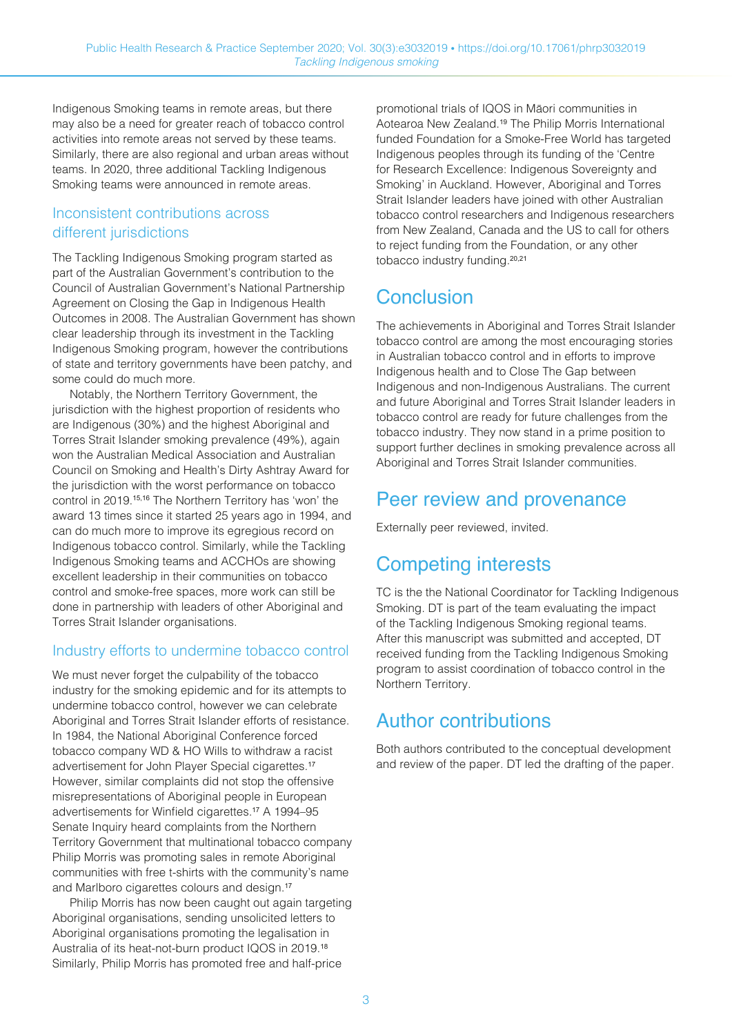Indigenous Smoking teams in remote areas, but there may also be a need for greater reach of tobacco control activities into remote areas not served by these teams. Similarly, there are also regional and urban areas without teams. In 2020, three additional Tackling Indigenous Smoking teams were announced in remote areas.

### Inconsistent contributions across different jurisdictions

The Tackling Indigenous Smoking program started as part of the Australian Government's contribution to the Council of Australian Government's National Partnership Agreement on Closing the Gap in Indigenous Health Outcomes in 2008. The Australian Government has shown clear leadership through its investment in the Tackling Indigenous Smoking program, however the contributions of state and territory governments have been patchy, and some could do much more.

Notably, the Northern Territory Government, the jurisdiction with the highest proportion of residents who are Indigenous (30%) and the highest Aboriginal and Torres Strait Islander smoking prevalence (49%), again won the Australian Medical Association and Australian Council on Smoking and Health's Dirty Ashtray Award for the jurisdiction with the worst performance on tobacco control in 2019.[15,16] The Northern Territory has 'won' the award 13 times since it started 25 years ago in 1994, and can do much more to improve its egregious record on Indigenous tobacco control. Similarly, while the Tackling Indigenous Smoking teams and ACCHOs are showing excellent leadership in their communities on tobacco control and smoke-free spaces, more work can still be done in partnership with leaders of other Aboriginal and Torres Strait Islander organisations.

### Industry efforts to undermine tobacco control

We must never forget the culpability of the tobacco industry for the smoking epidemic and for its attempts to undermine tobacco control, however we can celebrate Aboriginal and Torres Strait Islander efforts of resistance. In 1984, the National Aboriginal Conference forced tobacco company WD & HO Wills to withdraw a racist advertisement for John Player Special cigarettes.[17] However, similar complaints did not stop the offensive misrepresentations of Aboriginal people in European advertisements for Winfield cigarettes.[17] A 1994–95 Senate Inquiry heard complaints from the Northern Territory Government that multinational tobacco company Philip Morris was promoting sales in remote Aboriginal communities with free t-shirts with the community's name and Marlboro cigarettes colours and design.[17]

Philip Morris has now been caught out again targeting Aboriginal organisations, sending unsolicited letters to Aboriginal organisations promoting the legalisation in Australia of its heat-not-burn product IQOS in 2019.[18] Similarly, Philip Morris has promoted free and half-price promotional trials of IQOS in Māori communities in Aotearoa New Zealand.[19] The Philip Morris International funded Foundation for a Smoke-Free World has targeted Indigenous peoples through its funding of the 'Centre for Research Excellence: Indigenous Sovereignty and Smoking' in Auckland. However, Aboriginal and Torres Strait Islander leaders have joined with other Australian tobacco control researchers and Indigenous researchers from New Zealand, Canada and the US to call for others to reject funding from the Foundation, or any other tobacco industry funding.[20,21]

## Conclusion

The achievements in Aboriginal and Torres Strait Islander tobacco control are among the most encouraging stories in Australian tobacco control and in efforts to improve Indigenous health and to Close The Gap between Indigenous and non-Indigenous Australians. The current and future Aboriginal and Torres Strait Islander leaders in tobacco control are ready for future challenges from the tobacco industry. They now stand in a prime position to support further declines in smoking prevalence across all Aboriginal and Torres Strait Islander communities.

## Peer review and provenance

Externally peer reviewed, invited.

## Competing interests

TC is the the National Coordinator for Tackling Indigenous Smoking. DT is part of the team evaluating the impact of the Tackling Indigenous Smoking regional teams. After this manuscript was submitted and accepted, DT received funding from the Tackling Indigenous Smoking program to assist coordination of tobacco control in the Northern Territory.

## Author contributions

Both authors contributed to the conceptual development and review of the paper. DT led the drafting of the paper.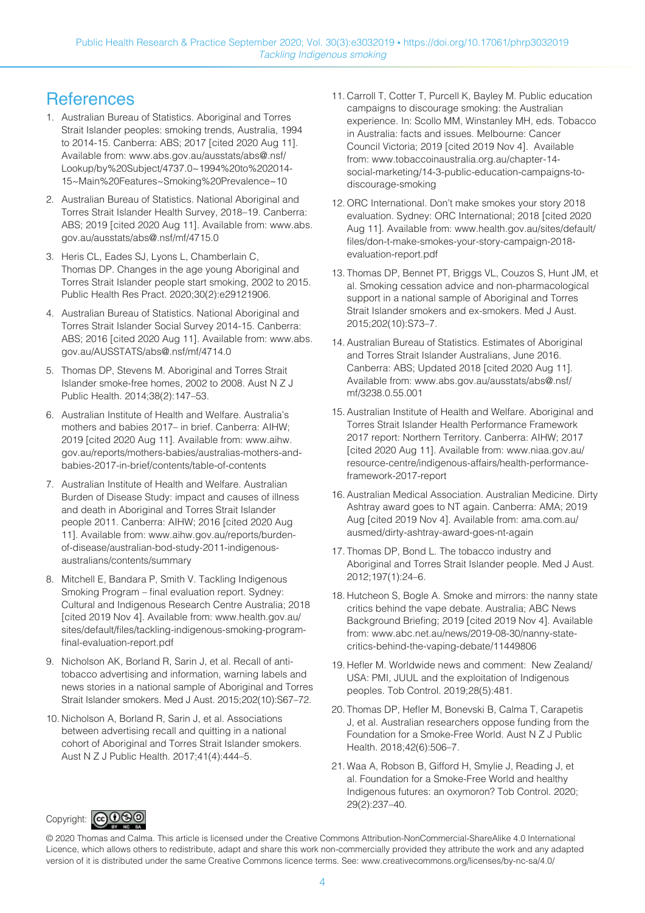# References

1. Australian Bureau of Statistics. Aboriginal and Torres Strait Islander peoples: smoking trends, Australia, 1994 to 2014-15. Canberra: ABS; 2017 [cited 2020 Aug 11]. Available from: www.abs.gov.au/ausstats/abs@.nsf/Lookup/by%20Subject/4737.0~1994%20to%202014-15~Main%20Features~Smoking%20Prevalence~10
2. Australian Bureau of Statistics. National Aboriginal and Torres Strait Islander Health Survey, 2018–19. Canberra: ABS; 2019 [cited 2020 Aug 11]. Available from: www.abs.gov.au/ausstats/abs@.nsf/mf/4715.0
3. Heris CL, Eades SJ, Lyons L, Chamberlain C, Thomas DP. Changes in the age young Aboriginal and Torres Strait Islander people start smoking, 2002 to 2015. Public Health Res Pract. 2020;30(2):e29121906.
4. Australian Bureau of Statistics. National Aboriginal and Torres Strait Islander Social Survey 2014-15. Canberra: ABS; 2016 [cited 2020 Aug 11]. Available from: www.abs.gov.au/AUSSTATS/abs@.nsf/mf/4714.0
5. Thomas DP, Stevens M. Aboriginal and Torres Strait Islander smoke-free homes, 2002 to 2008. Aust N Z J Public Health. 2014;38(2):147–53.
6. Australian Institute of Health and Welfare. Australia's mothers and babies 2017– in brief. Canberra: AIHW; 2019 [cited 2020 Aug 11]. Available from: www.aihw.gov.au/reports/mothers-babies/australias-mothers-and-babies-2017-in-brief/contents/table-of-contents
7. Australian Institute of Health and Welfare. Australian Burden of Disease Study: impact and causes of illness and death in Aboriginal and Torres Strait Islander people 2011. Canberra: AIHW; 2016 [cited 2020 Aug 11]. Available from: www.aihw.gov.au/reports/burden-of-disease/australian-bod-study-2011-indigenous-australians/contents/summary
8. Mitchell E, Bandara P, Smith V. Tackling Indigenous Smoking Program – final evaluation report. Sydney: Cultural and Indigenous Research Centre Australia; 2018 [cited 2019 Nov 4]. Available from: www.health.gov.au/sites/default/files/tackling-indigenous-smoking-program-final-evaluation-report.pdf
9. Nicholson AK, Borland R, Sarin J, et al. Recall of anti-tobacco advertising and information, warning labels and news stories in a national sample of Aboriginal and Torres Strait Islander smokers. Med J Aust. 2015;202(10):S67–72.
10. Nicholson A, Borland R, Sarin J, et al. Associations between advertising recall and quitting in a national cohort of Aboriginal and Torres Strait Islander smokers. Aust N Z J Public Health. 2017;41(4):444–5.
11. Carroll T, Cotter T, Purcell K, Bayley M. Public education campaigns to discourage smoking: the Australian experience. In: Scollo MM, Winstanley MH, eds. Tobacco in Australia: facts and issues. Melbourne: Cancer Council Victoria; 2019 [cited 2019 Nov 4]. Available from: www.tobaccoinaustralia.org.au/chapter-14-social-marketing/14-3-public-education-campaigns-to-discourage-smoking
12. ORC International. Don't make smokes your story 2018 evaluation. Sydney: ORC International; 2018 [cited 2020 Aug 11]. Available from: www.health.gov.au/sites/default/files/don-t-make-smokes-your-story-campaign-2018-evaluation-report.pdf
13. Thomas DP, Bennet PT, Briggs VL, Couzos S, Hunt JM, et al. Smoking cessation advice and non-pharmacological support in a national sample of Aboriginal and Torres Strait Islander smokers and ex-smokers. Med J Aust. 2015;202(10):S73–7.
14. Australian Bureau of Statistics. Estimates of Aboriginal and Torres Strait Islander Australians, June 2016. Canberra: ABS; Updated 2018 [cited 2020 Aug 11]. Available from: www.abs.gov.au/ausstats/abs@.nsf/mf/3238.0.55.001
15. Australian Institute of Health and Welfare. Aboriginal and Torres Strait Islander Health Performance Framework 2017 report: Northern Territory. Canberra: AIHW; 2017 [cited 2020 Aug 11]. Available from: www.niaa.gov.au/resource-centre/indigenous-affairs/health-performance-framework-2017-report
16. Australian Medical Association. Australian Medicine. Dirty Ashtray award goes to NT again. Canberra: AMA; 2019 Aug [cited 2019 Nov 4]. Available from: ama.com.au/ausmed/dirty-ashtray-award-goes-nt-again
17. Thomas DP, Bond L. The tobacco industry and Aboriginal and Torres Strait Islander people. Med J Aust. 2012;197(1):24–6.
18. Hutcheon S, Bogle A. Smoke and mirrors: the nanny state critics behind the vape debate. Australia; ABC News Background Briefing; 2019 [cited 2019 Nov 4]. Available from: www.abc.net.au/news/2019-08-30/nanny-state-critics-behind-the-vaping-debate/11449806
19. Hefler M. Worldwide news and comment: New Zealand/USA: PMI, JUUL and the exploitation of Indigenous peoples. Tob Control. 2019;28(5):481.
20. Thomas DP, Hefler M, Bonevski B, Calma T, Carapetis J, et al. Australian researchers oppose funding from the Foundation for a Smoke-Free World. Aust N Z J Public Health. 2018;42(6):506–7.
21. Waa A, Robson B, Gifford H, Smylie J, Reading J, et al. Foundation for a Smoke-Free World and healthy Indigenous futures: an oxymoron? Tob Control. 2020;29(2):237–40.

Copyright:

© 2020 Thomas and Calma. This article is licensed under the Creative Commons Attribution-NonCommercial-ShareAlike 4.0 International Licence, which allows others to redistribute, adapt and share this work non-commercially provided they attribute the work and any adapted version of it is distributed under the same Creative Commons licence terms. See: www.creativecommons.org/licenses/by-nc-sa/4.0/